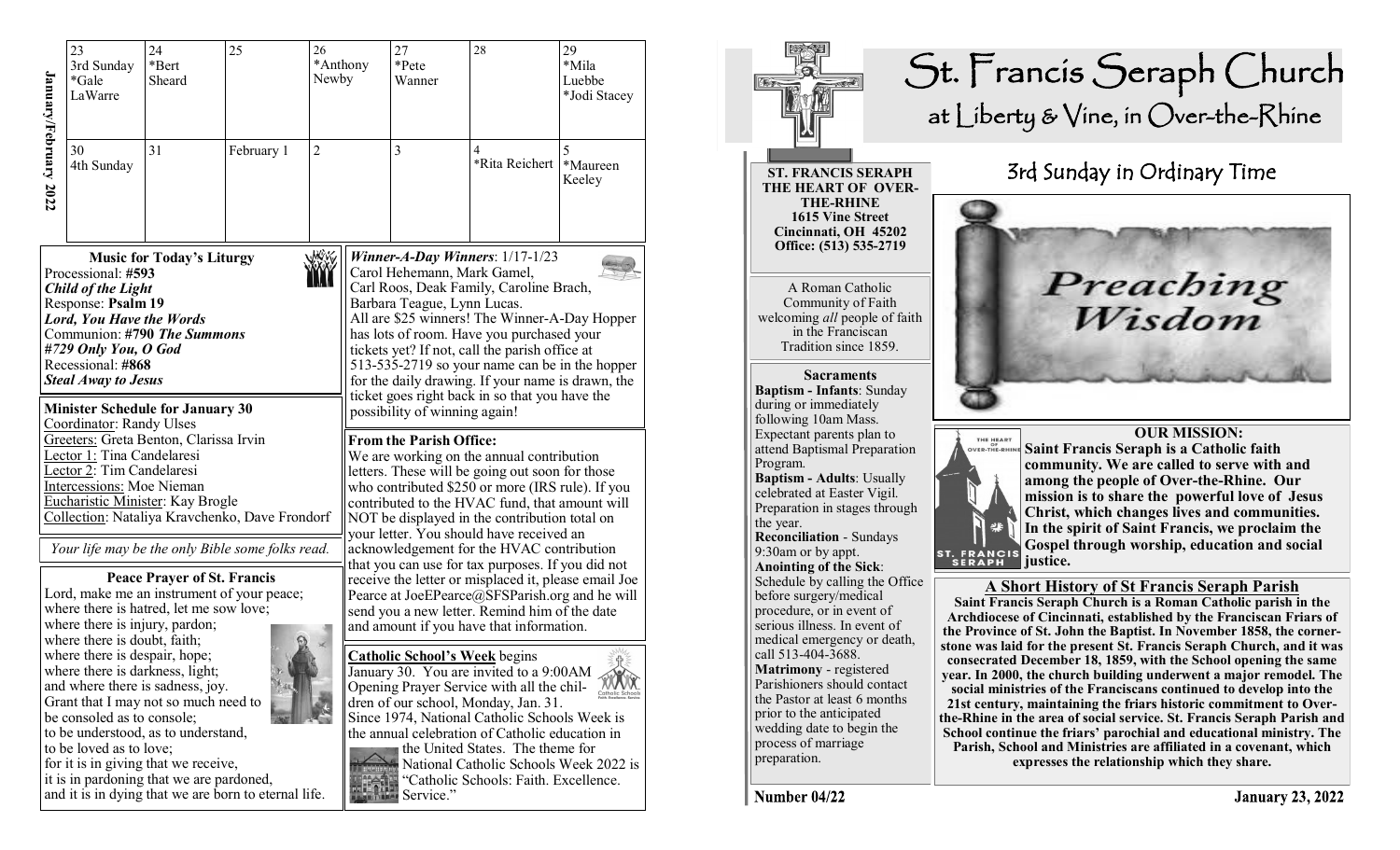## January/February 2022

| 23 | 24 | 25 | 26 | 27 | 28 | 29 |
|---|---|---|---|---|---|---|
| 3rd Sunday *Gale LaWarre | *Bert Sheard | | *Anthony Newby | *Pete Wanner | | *Mila Luebbe *Jodi Stacey |
| **30** | **31** | **February 1** | **2** | **3** | **4** | **5** |
| 4th Sunday | | | | | *Rita Reichert | *Maureen Keeley |

### Music for Today's Liturgy

Processional: **#593**
***Child of the Light***
Response: **Psalm 19**
***Lord, You Have the Words***
Communion: **#790 *The Summons***
***#729 Only You, O God***
Recessional: **#868**
***Steal Away to Jesus***

### Minister Schedule for January 30

Coordinator: Randy Ulses
Greeters: Greta Benton, Clarissa Irvin
Lector 1: Tina Candelaresi
Lector 2: Tim Candelaresi
Intercessions: Moe Nieman
Eucharistic Minister: Kay Brogle
Collection: Nataliya Kravchenko, Dave Frondorf

*Your life may be the only Bible some folks read.*

### Peace Prayer of St. Francis

Lord, make me an instrument of your peace;
where there is hatred, let me sow love;
where there is injury, pardon;
where there is doubt, faith;
where there is despair, hope;
where there is darkness, light;
and where there is sadness, joy.
Grant that I may not so much need to be consoled as to console;
to be understood, as to understand,
to be loved as to love;
for it is in giving that we receive,
it is in pardoning that we are pardoned,
and it is in dying that we are born to eternal life.

### *Winner-A-Day Winners*: 1/17-1/23

Carol Hehemann, Mark Gamel,
Carl Roos, Deak Family, Caroline Brach,
Barbara Teague, Lynn Lucas.
All are $25 winners! The Winner-A-Day Hopper has lots of room. Have you purchased your tickets yet? If not, call the parish office at 513-535-2719 so your name can be in the hopper for the daily drawing. If your name is drawn, the ticket goes right back in so that you have the possibility of winning again!

### From the Parish Office:

We are working on the annual contribution letters. These will be going out soon for those who contributed $250 or more (IRS rule). If you contributed to the HVAC fund, that amount will NOT be displayed in the contribution total on your letter. You should have received an acknowledgement for the HVAC contribution that you can use for tax purposes. If you did not receive the letter or misplaced it, please email Joe Pearce at JoeEPearce@SFSParish.org and he will send you a new letter. Remind him of the date and amount if you have that information.

### Catholic School's Week begins

January 30. You are invited to a 9:00AM Opening Prayer Service with all the children of our school, Monday, Jan. 31.
Since 1974, National Catholic Schools Week is the annual celebration of Catholic education in the United States. The theme for National Catholic Schools Week 2022 is "Catholic Schools: Faith. Excellence. Service."

# St. Francis Seraph Church
## at Liberty & Vine, in Over-the-Rhine

**ST. FRANCIS SERAPH**
**THE HEART OF OVER-THE-RHINE**
**1615 Vine Street**
**Cincinnati, OH 45202**
**Office: (513) 535-2719**

A Roman Catholic Community of Faith welcoming *all* people of faith in the Franciscan Tradition since 1859.

### Sacraments

**Baptism - Infants**: Sunday during or immediately following 10am Mass. Expectant parents plan to attend Baptismal Preparation Program.
**Baptism - Adults**: Usually celebrated at Easter Vigil. Preparation in stages through the year.
**Reconciliation** - Sundays 9:30am or by appt.
**Anointing of the Sick**: Schedule by calling the Office before surgery/medical procedure, or in event of serious illness. In event of medical emergency or death, call 513-404-3688.
**Matrimony** - registered Parishioners should contact the Pastor at least 6 months prior to the anticipated wedding date to begin the process of marriage preparation.

## 3rd Sunday in Ordinary Time

*Preaching Wisdom*

### OUR MISSION:

**Saint Francis Seraph is a Catholic faith community. We are called to serve with and among the people of Over-the-Rhine. Our mission is to share the powerful love of Jesus Christ, which changes lives and communities. In the spirit of Saint Francis, we proclaim the Gospel through worship, education and social justice.**

### A Short History of St Francis Seraph Parish

**Saint Francis Seraph Church is a Roman Catholic parish in the Archdiocese of Cincinnati, established by the Franciscan Friars of the Province of St. John the Baptist. In November 1858, the cornerstone was laid for the present St. Francis Seraph Church, and it was consecrated December 18, 1859, with the School opening the same year. In 2000, the church building underwent a major remodel. The social ministries of the Franciscans continued to develop into the 21st century, maintaining the friars historic commitment to Over-the-Rhine in the area of social service. St. Francis Seraph Parish and School continue the friars' parochial and educational ministry. The Parish, School and Ministries are affiliated in a covenant, which expresses the relationship which they share.**

**Number 04/22** **January 23, 2022**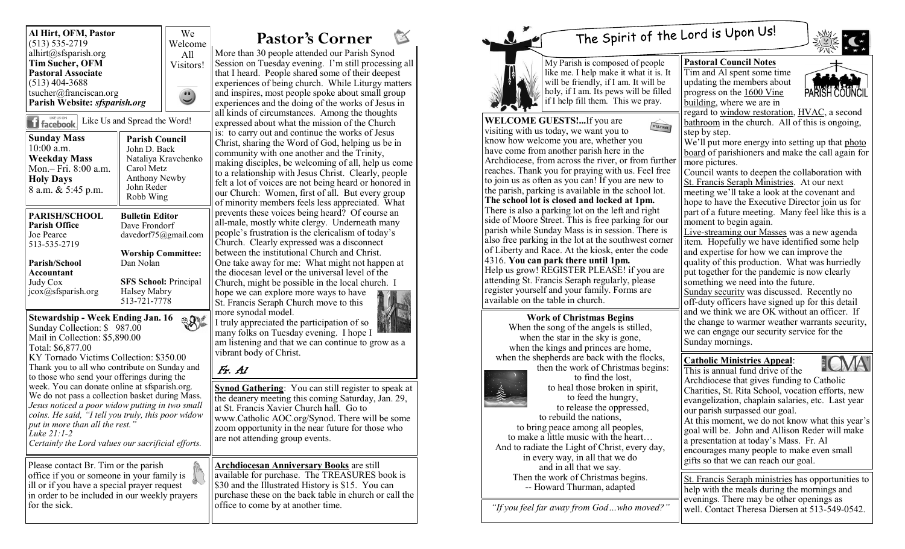**Al Hirt, OFM, Pastor**
(513) 535-2719
alhirt@sfsparish.org
**Tim Sucher, OFM**
**Pastoral Associate**
(513) 404-3688
tsucher@franciscan.org
**Parish Website: *sfsparish.org***

We Welcome All Visitors!

Like Us and Spread the Word!

**Sunday Mass**
10:00 a.m.
**Weekday Mass**
Mon.– Fri. 8:00 a.m.
**Holy Days**
8 a.m. & 5:45 p.m.

**Parish Council**
John D. Back
Nataliya Kravchenko
Carol Metz
Anthony Newby
John Reder
Robb Wing

**PARISH/SCHOOL**
**Parish Office**
Joe Pearce
513-535-2719

**Parish/School Accountant**
Judy Cox
jcox@sfsparish.org

**Bulletin Editor**
Dave Frondorf
davedorf75@gmail.com

**Worship Committee:**
Dan Nolan

**SFS School:** Principal
Halsey Mabry
513-721-7778

**Stewardship - Week Ending Jan. 16**
Sunday Collection: $ 987.00
Mail in Collection: $5,890.00
Total: $6,877.00
KY Tornado Victims Collection: $350.00
Thank you to all who contribute on Sunday and to those who send your offerings during the week. You can donate online at sfsparish.org. We do not pass a collection basket during Mass.
*Jesus noticed a poor widow putting in two small coins. He said, "I tell you truly, this poor widow put in more than all the rest."*
*Luke 21:1-2*
*Certainly the Lord values our sacrificial efforts.*

Please contact Br. Tim or the parish office if you or someone in your family is ill or if you have a special prayer request in order to be included in our weekly prayers for the sick.

# Pastor's Corner

More than 30 people attended our Parish Synod Session on Tuesday evening. I'm still processing all that I heard. People shared some of their deepest experiences of being church. While Liturgy matters and inspires, most people spoke about small group experiences and the doing of the works of Jesus in all kinds of circumstances. Among the thoughts expressed about what the mission of the Church is: to carry out and continue the works of Jesus Christ, sharing the Word of God, helping us be in community with one another and the Trinity, making disciples, be welcoming of all, help us come to a relationship with Jesus Christ. Clearly, people felt a lot of voices are not being heard or honored in our Church: Women, first of all. But every group of minority members feels less appreciated. What prevents these voices being heard? Of course an all-male, mostly white clergy. Underneath many people's frustration is the clericalism of today's Church. Clearly expressed was a disconnect between the institutional Church and Christ.
One take away for me: What might not happen at the diocesan level or the universal level of the Church, might be possible in the local church. I hope we can explore more ways to have St. Francis Seraph Church move to this more synodal model.
I truly appreciated the participation of so many folks on Tuesday evening. I hope I am listening and that we can continue to grow as a vibrant body of Christ.

*Fr. Al*

**Synod Gathering**: You can still register to speak at the deanery meeting this coming Saturday, Jan. 29, at St. Francis Xavier Church hall. Go to www.Catholic AOC.org/Synod. There will be some zoom opportunity in the near future for those who are not attending group events.

**Archdiocesan Anniversary Books** are still available for purchase. The TREASURES book is $30 and the Illustrated History is $15. You can purchase these on the back table in church or call the office to come by at another time.

# The Spirit of the Lord is Upon Us!

My Parish is composed of people like me. I help make it what it is. It will be friendly, if I am. It will be holy, if I am. Its pews will be filled if I help fill them. This we pray.

**WELCOME GUESTS!...**If you are visiting with us today, we want you to know how welcome you are, whether you have come from another parish here in the Archdiocese, from across the river, or from further reaches. Thank you for praying with us. Feel free to join us as often as you can! If you are new to the parish, parking is available in the school lot. **The school lot is closed and locked at 1pm.** There is also a parking lot on the left and right side of Moore Street. This is free parking for our parish while Sunday Mass is in session. There is also free parking in the lot at the southwest corner of Liberty and Race. At the kiosk, enter the code 4316. **You can park there until 1pm.**
Help us grow! REGISTER PLEASE! if you are attending St. Francis Seraph regularly, please register yourself and your family. Forms are available on the table in church.

**Work of Christmas Begins**

When the song of the angels is stilled,
when the star in the sky is gone,
when the kings and princes are home,
when the shepherds are back with the flocks,
then the work of Christmas begins:
to find the lost,
to heal those broken in spirit,
to feed the hungry,
to release the oppressed,
to rebuild the nations,
to bring peace among all peoples,
to make a little music with the heart…
And to radiate the Light of Christ, every day,
in every way, in all that we do
and in all that we say.
Then the work of Christmas begins.
-- Howard Thurman, adapted

*"If you feel far away from God…who moved?"*

**Pastoral Council Notes**
Tim and Al spent some time updating the members about progress on the 1600 Vine building, where we are in regard to window restoration, HVAC, a second bathroom in the church. All of this is ongoing, step by step.
We'll put more energy into setting up that photo board of parishioners and make the call again for more pictures.
Council wants to deepen the collaboration with St. Francis Seraph Ministries. At our next meeting we'll take a look at the covenant and hope to have the Executive Director join us for part of a future meeting. Many feel like this is a moment to begin again.
Live-streaming our Masses was a new agenda item. Hopefully we have identified some help and expertise for how we can improve the quality of this production. What was hurriedly put together for the pandemic is now clearly something we need into the future.
Sunday security was discussed. Recently no off-duty officers have signed up for this detail and we think we are OK without an officer. If the change to warmer weather warrants security, we can engage our security service for the Sunday mornings.

**Catholic Ministries Appeal**:
This is annual fund drive of the Archdiocese that gives funding to Catholic Charities, St. Rita School, vocation efforts, new evangelization, chaplain salaries, etc. Last year our parish surpassed our goal.
At this moment, we do not know what this year's goal will be. John and Allison Reder will make a presentation at today's Mass. Fr. Al encourages many people to make even small gifts so that we can reach our goal.

St. Francis Seraph ministries has opportunities to help with the meals during the mornings and evenings. There may be other openings as well. Contact Theresa Diersen at 513-549-0542.